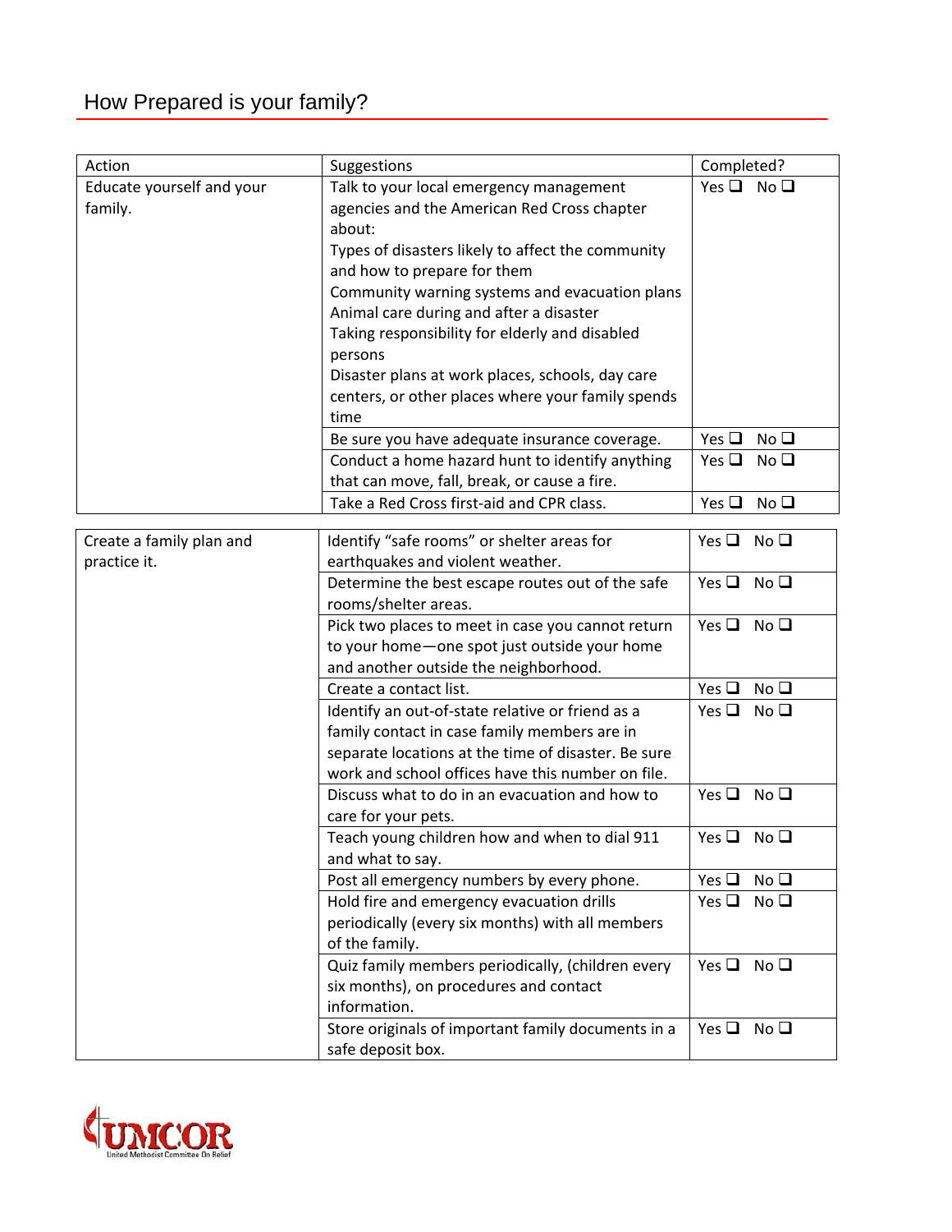# How Prepared is your family?

| Action | Suggestions | Completed? |
|---|---|---|
| Educate yourself and your family. | Talk to your local emergency management agencies and the American Red Cross chapter about:<br>Types of disasters likely to affect the community and how to prepare for them<br>Community warning systems and evacuation plans<br>Animal care during and after a disaster<br>Taking responsibility for elderly and disabled persons<br>Disaster plans at work places, schools, day care centers, or other places where your family spends time | Yes ❑ No ❑ |
| | Be sure you have adequate insurance coverage. | Yes ❑ No ❑ |
| | Conduct a home hazard hunt to identify anything that can move, fall, break, or cause a fire. | Yes ❑ No ❑ |
| | Take a Red Cross first-aid and CPR class. | Yes ❑ No ❑ |

| | | |
|---|---|---|
| Create a family plan and practice it. | Identify "safe rooms" or shelter areas for earthquakes and violent weather. | Yes ❑ No ❑ |
| | Determine the best escape routes out of the safe rooms/shelter areas. | Yes ❑ No ❑ |
| | Pick two places to meet in case you cannot return to your home—one spot just outside your home and another outside the neighborhood. | Yes ❑ No ❑ |
| | Create a contact list. | Yes ❑ No ❑ |
| | Identify an out-of-state relative or friend as a family contact in case family members are in separate locations at the time of disaster. Be sure work and school offices have this number on file. | Yes ❑ No ❑ |
| | Discuss what to do in an evacuation and how to care for your pets. | Yes ❑ No ❑ |
| | Teach young children how and when to dial 911 and what to say. | Yes ❑ No ❑ |
| | Post all emergency numbers by every phone. | Yes ❑ No ❑ |
| | Hold fire and emergency evacuation drills periodically (every six months) with all members of the family. | Yes ❑ No ❑ |
| | Quiz family members periodically, (children every six months), on procedures and contact information. | Yes ❑ No ❑ |
| | Store originals of important family documents in a safe deposit box. | Yes ❑ No ❑ |

UMCOR
United Methodist Committee On Relief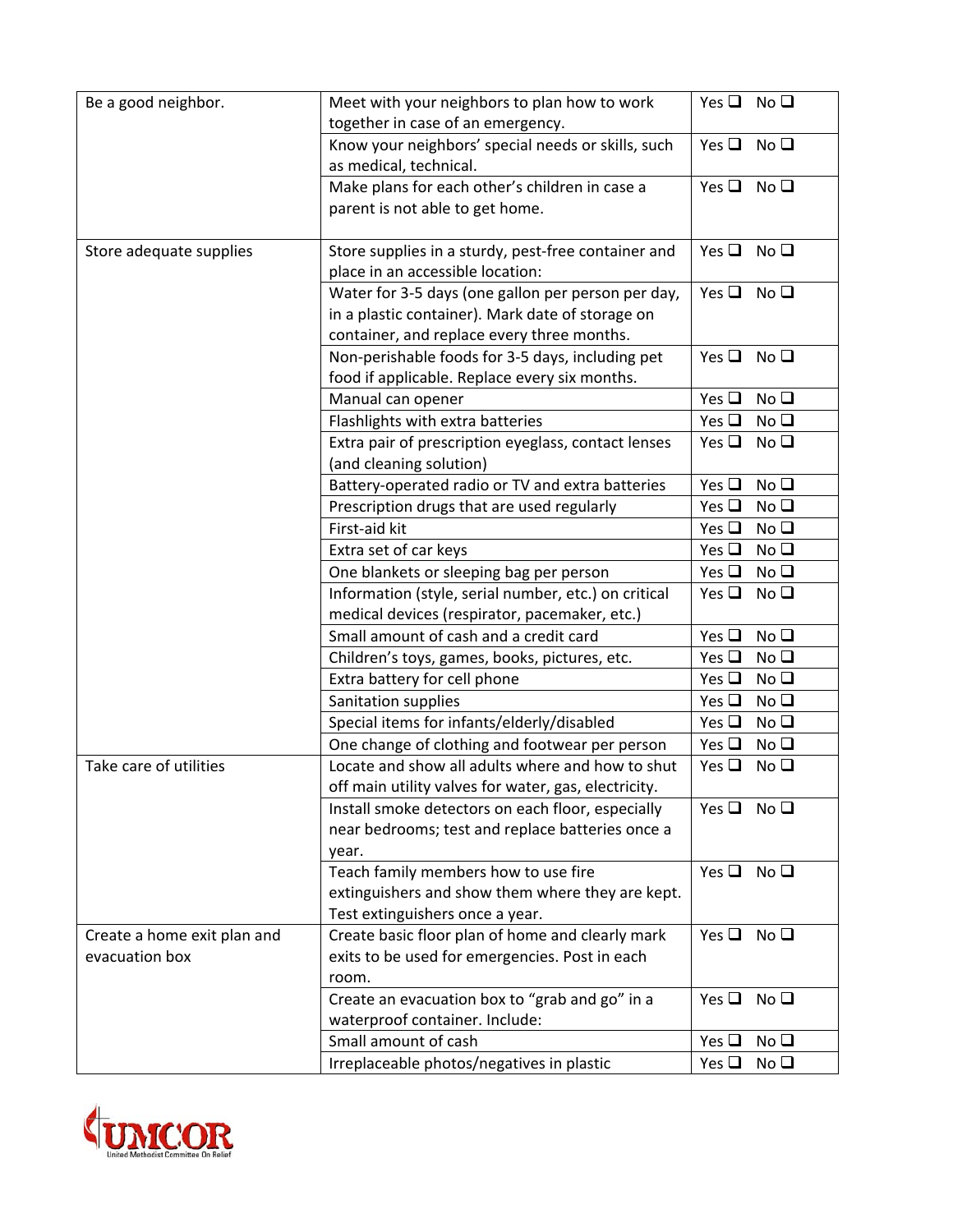| | | |
|---|---|---|
| Be a good neighbor. | Meet with your neighbors to plan how to work together in case of an emergency. | Yes ❑ No ❑ |
| | Know your neighbors' special needs or skills, such as medical, technical. | Yes ❑ No ❑ |
| | Make plans for each other's children in case a parent is not able to get home. | Yes ❑ No ❑ |
| Store adequate supplies | Store supplies in a sturdy, pest-free container and place in an accessible location: | Yes ❑ No ❑ |
| | Water for 3-5 days (one gallon per person per day, in a plastic container). Mark date of storage on container, and replace every three months. | Yes ❑ No ❑ |
| | Non-perishable foods for 3-5 days, including pet food if applicable. Replace every six months. | Yes ❑ No ❑ |
| | Manual can opener | Yes ❑ No ❑ |
| | Flashlights with extra batteries | Yes ❑ No ❑ |
| | Extra pair of prescription eyeglass, contact lenses (and cleaning solution) | Yes ❑ No ❑ |
| | Battery-operated radio or TV and extra batteries | Yes ❑ No ❑ |
| | Prescription drugs that are used regularly | Yes ❑ No ❑ |
| | First-aid kit | Yes ❑ No ❑ |
| | Extra set of car keys | Yes ❑ No ❑ |
| | One blankets or sleeping bag per person | Yes ❑ No ❑ |
| | Information (style, serial number, etc.) on critical medical devices (respirator, pacemaker, etc.) | Yes ❑ No ❑ |
| | Small amount of cash and a credit card | Yes ❑ No ❑ |
| | Children's toys, games, books, pictures, etc. | Yes ❑ No ❑ |
| | Extra battery for cell phone | Yes ❑ No ❑ |
| | Sanitation supplies | Yes ❑ No ❑ |
| | Special items for infants/elderly/disabled | Yes ❑ No ❑ |
| | One change of clothing and footwear per person | Yes ❑ No ❑ |
| Take care of utilities | Locate and show all adults where and how to shut off main utility valves for water, gas, electricity. | Yes ❑ No ❑ |
| | Install smoke detectors on each floor, especially near bedrooms; test and replace batteries once a year. | Yes ❑ No ❑ |
| | Teach family members how to use fire extinguishers and show them where they are kept. Test extinguishers once a year. | Yes ❑ No ❑ |
| Create a home exit plan and evacuation box | Create basic floor plan of home and clearly mark exits to be used for emergencies. Post in each room. | Yes ❑ No ❑ |
| | Create an evacuation box to "grab and go" in a waterproof container. Include: | Yes ❑ No ❑ |
| | Small amount of cash | Yes ❑ No ❑ |
| | Irreplaceable photos/negatives in plastic | Yes ❑ No ❑ |

UMCOR
United Methodist Committee On Relief